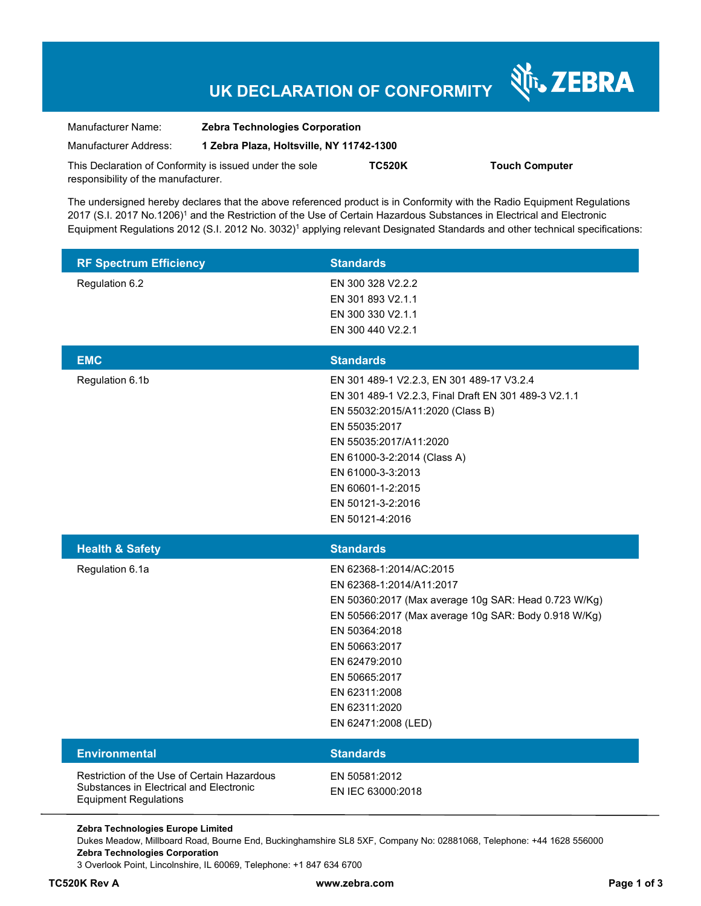# UK DECLARATION OF CONFORMITY

ZEBRA

Manufacturer Name: **Zebra Technologies Corporation**

Manufacturer Address: **1 Zebra Plaza, Holtsville, NY 11742-1300**

This Declaration of Conformity is issued under the sole responsibility of the manufacturer. **TC520K** **Touch Computer**

The undersigned hereby declares that the above referenced product is in Conformity with the Radio Equipment Regulations 2017 (S.I. 2017 No.1206)[1] and the Restriction of the Use of Certain Hazardous Substances in Electrical and Electronic Equipment Regulations 2012 (S.I. 2012 No. 3032)[1] applying relevant Designated Standards and other technical specifications:

| RF Spectrum Efficiency | Standards |
|---|---|
| Regulation 6.2 | EN 300 328 V2.2.2<br>EN 301 893 V2.1.1<br>EN 300 330 V2.1.1<br>EN 300 440 V2.2.1 |

| EMC | Standards |
|---|---|
| Regulation 6.1b | EN 301 489-1 V2.2.3, EN 301 489-17 V3.2.4<br>EN 301 489-1 V2.2.3, Final Draft EN 301 489-3 V2.1.1<br>EN 55032:2015/A11:2020 (Class B)<br>EN 55035:2017<br>EN 55035:2017/A11:2020<br>EN 61000-3-2:2014 (Class A)<br>EN 61000-3-3:2013<br>EN 60601-1-2:2015<br>EN 50121-3-2:2016<br>EN 50121-4:2016 |

| Health & Safety | Standards |
|---|---|
| Regulation 6.1a | EN 62368-1:2014/AC:2015<br>EN 62368-1:2014/A11:2017<br>EN 50360:2017 (Max average 10g SAR: Head 0.723 W/Kg)<br>EN 50566:2017 (Max average 10g SAR: Body 0.918 W/Kg)<br>EN 50364:2018<br>EN 50663:2017<br>EN 62479:2010<br>EN 50665:2017<br>EN 62311:2008<br>EN 62311:2020<br>EN 62471:2008 (LED) |

| Environmental | Standards |
|---|---|
| Restriction of the Use of Certain Hazardous Substances in Electrical and Electronic Equipment Regulations | EN 50581:2012<br>EN IEC 63000:2018 |

**Zebra Technologies Europe Limited**
Dukes Meadow, Millboard Road, Bourne End, Buckinghamshire SL8 5XF, Company No: 02881068, Telephone: +44 1628 556000
**Zebra Technologies Corporation**
3 Overlook Point, Lincolnshire, IL 60069, Telephone: +1 847 634 6700

**TC520K Rev A** **www.zebra.com**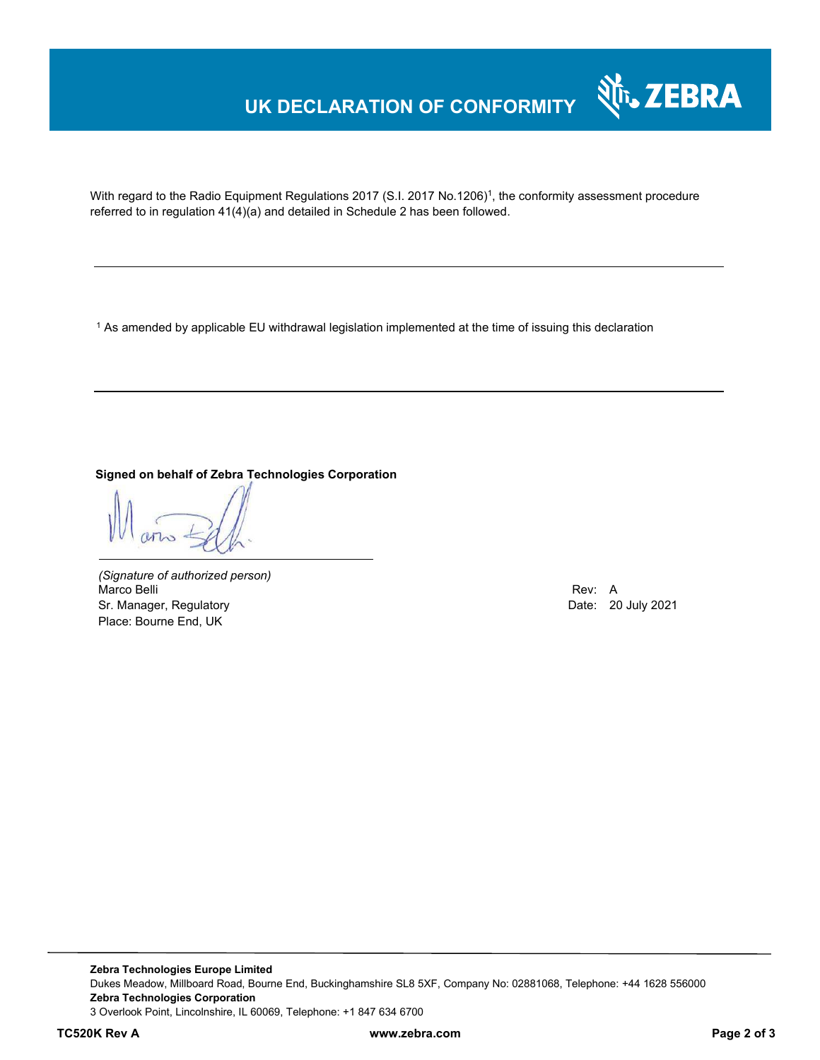# UK DECLARATION OF CONFORMITY

With regard to the Radio Equipment Regulations 2017 (S.I. 2017 No.1206)[1], the conformity assessment procedure referred to in regulation 41(4)(a) and detailed in Schedule 2 has been followed.

---

[1] As amended by applicable EU withdrawal legislation implemented at the time of issuing this declaration

---

**Signed on behalf of Zebra Technologies Corporation**

*(Signature of authorized person)*
Marco Belli
Sr. Manager, Regulatory
Place: Bourne End, UK

Rev: A
Date: 20 July 2021

**Zebra Technologies Europe Limited**
Dukes Meadow, Millboard Road, Bourne End, Buckinghamshire SL8 5XF, Company No: 02881068, Telephone: +44 1628 556000
**Zebra Technologies Corporation**
3 Overlook Point, Lincolnshire, IL 60069, Telephone: +1 847 634 6700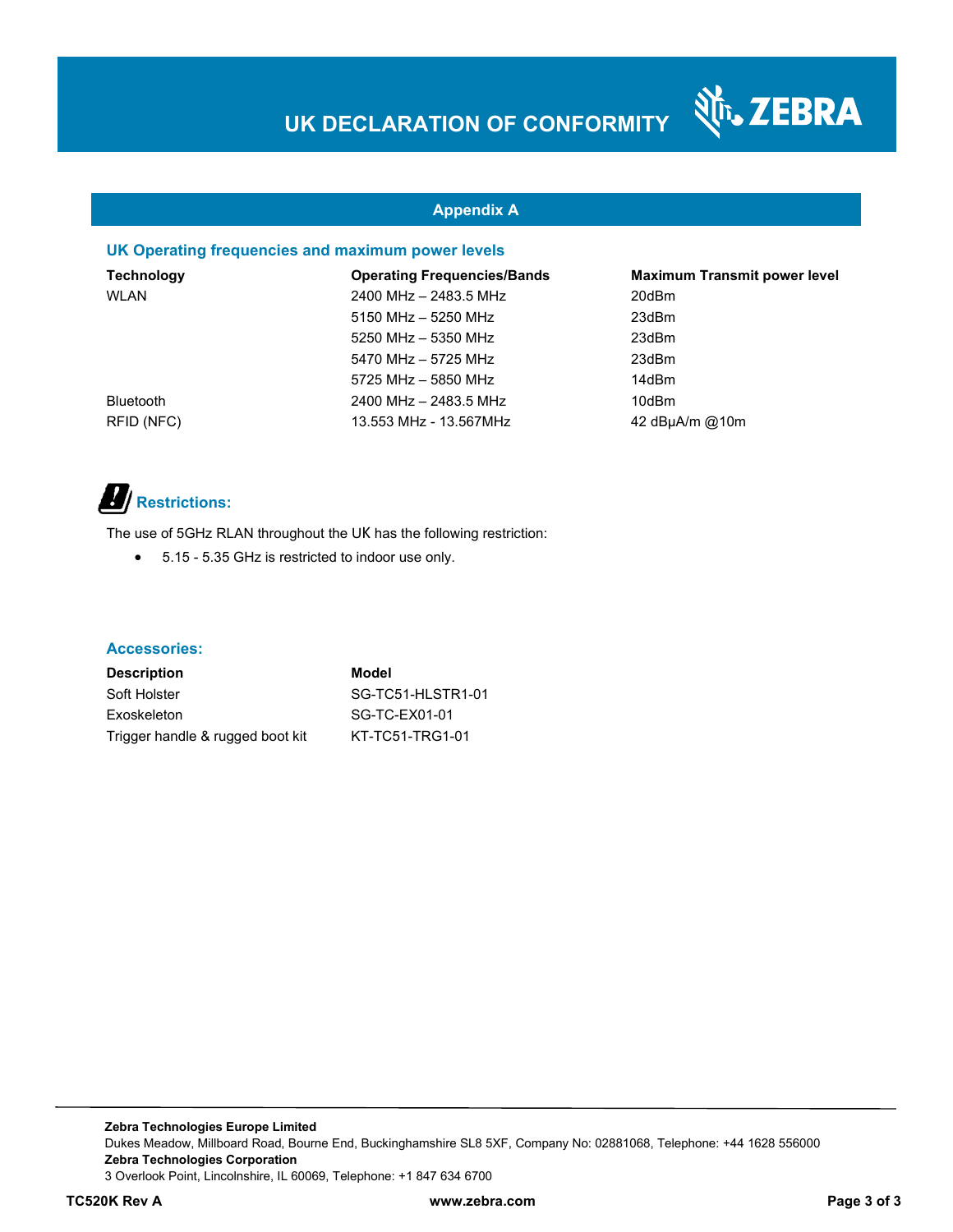# UK DECLARATION OF CONFORMITY

## Appendix A

### UK Operating frequencies and maximum power levels

| Technology | Operating Frequencies/Bands | Maximum Transmit power level |
| --- | --- | --- |
| WLAN | 2400 MHz – 2483.5 MHz | 20dBm |
| | 5150 MHz – 5250 MHz | 23dBm |
| | 5250 MHz – 5350 MHz | 23dBm |
| | 5470 MHz – 5725 MHz | 23dBm |
| | 5725 MHz – 5850 MHz | 14dBm |
| Bluetooth | 2400 MHz – 2483.5 MHz | 10dBm |
| RFID (NFC) | 13.553 MHz - 13.567MHz | 42 dBµA/m @10m |

### Restrictions:

The use of 5GHz RLAN throughout the UK has the following restriction:

- 5.15 - 5.35 GHz is restricted to indoor use only.

### Accessories:

| Description | Model |
| --- | --- |
| Soft Holster | SG-TC51-HLSTR1-01 |
| Exoskeleton | SG-TC-EX01-01 |
| Trigger handle & rugged boot kit | KT-TC51-TRG1-01 |

**Zebra Technologies Europe Limited**
Dukes Meadow, Millboard Road, Bourne End, Buckinghamshire SL8 5XF, Company No: 02881068, Telephone: +44 1628 556000
**Zebra Technologies Corporation**
3 Overlook Point, Lincolnshire, IL 60069, Telephone: +1 847 634 6700

**TC520K Rev A** **www.zebra.com**